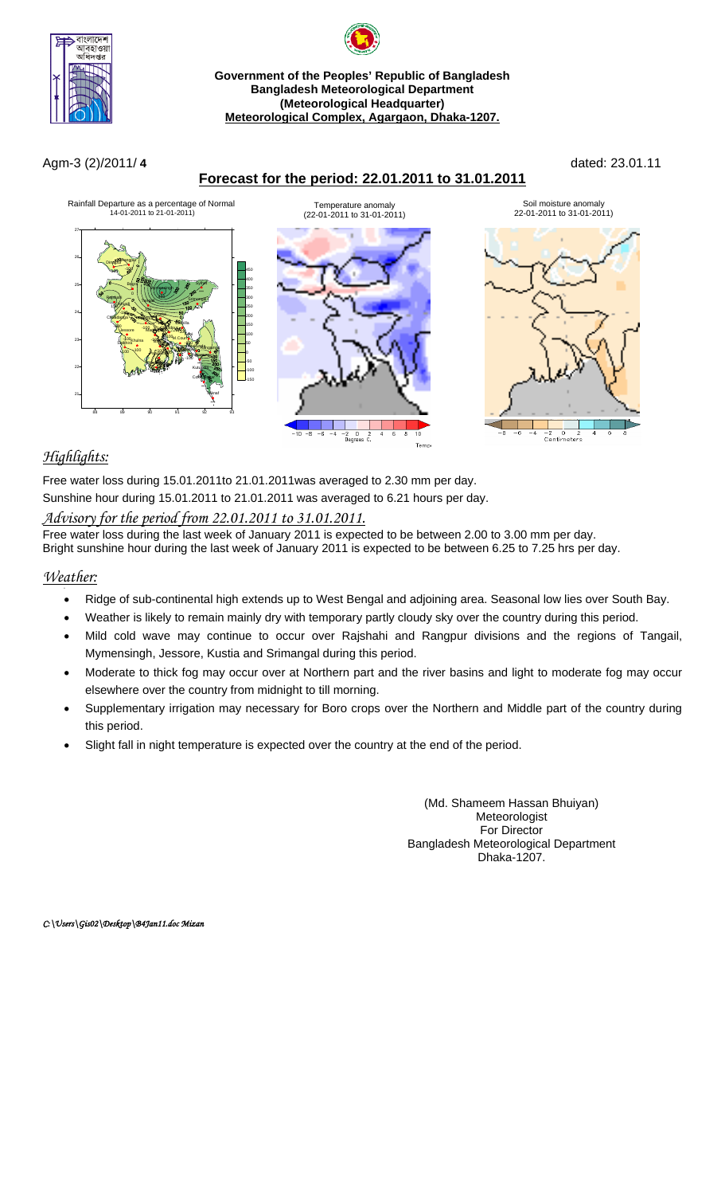**Government of the Peoples' Republic of Bangladesh**
**Bangladesh Meteorological Department**
**(Meteorological Headquarter)**
**Meteorological Complex, Agargaon, Dhaka-1207.**

Agm-3 (2)/2011/ **4** dated: 23.01.11

## Forecast for the period: 22.01.2011 to 31.01.2011

Rainfall Departure as a percentage of Normal 14-01-2011 to 21-01-2011)

Temperature anomaly (22-01-2011 to 31-01-2011)

Soil moisture anomaly 22-01-2011 to 31-01-2011)

## *Highlights:*

Free water loss during 15.01.2011to 21.01.2011was averaged to 2.30 mm per day.

Sunshine hour during 15.01.2011 to 21.01.2011 was averaged to 6.21 hours per day.

### *Advisory for the period from 22.01.2011 to 31.01.2011.*

Free water loss during the last week of January 2011 is expected to be between 2.00 to 3.00 mm per day.

Bright sunshine hour during the last week of January 2011 is expected to be between 6.25 to 7.25 hrs per day.

## *Weather:*

- Ridge of sub-continental high extends up to West Bengal and adjoining area. Seasonal low lies over South Bay.
- Weather is likely to remain mainly dry with temporary partly cloudy sky over the country during this period.
- Mild cold wave may continue to occur over Rajshahi and Rangpur divisions and the regions of Tangail, Mymensingh, Jessore, Kustia and Srimangal during this period.
- Moderate to thick fog may occur over at Northern part and the river basins and light to moderate fog may occur elsewhere over the country from midnight to till morning.
- Supplementary irrigation may necessary for Boro crops over the Northern and Middle part of the country during this period.
- Slight fall in night temperature is expected over the country at the end of the period.

(Md. Shameem Hassan Bhuiyan)
Meteorologist
For Director
Bangladesh Meteorological Department
Dhaka-1207.

*C:\Users\Gis02\Desktop\B4Jan11.doc Mizan*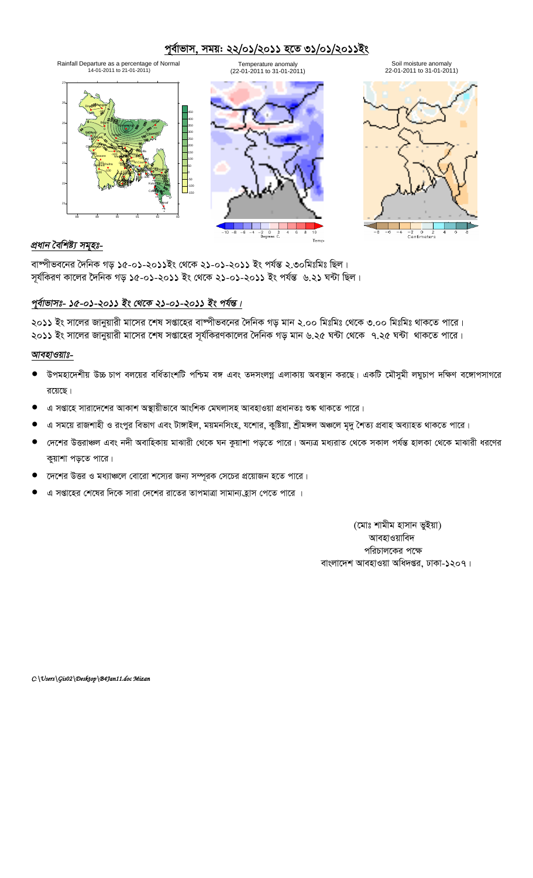# পূর্বাভাস, সময়: ২২/০১/২০১১ হতে ৩১/০১/২০১১ইং

Rainfall Departure as a percentage of Normal
14-01-2011 to 21-01-2011)

Temperature anomaly
(22-01-2011 to 31-01-2011)

Soil moisture anomaly
22-01-2011 to 31-01-2011)

### *প্রধান বৈশিষ্ট্য সমূহঃ-*

বাষ্পীভবনের দৈনিক গড় ১৫-০১-২০১১ইং থেকে ২১-০১-২০১১ ইং পর্যন্ত ২.৩০মিঃমিঃ ছিল।
সূর্যকিরণ কালের দৈনিক গড় ১৫-০১-২০১১ ইং থেকে ২১-০১-২০১১ ইং পর্যন্ত ৬.২১ ঘন্টা ছিল।

### *পূর্বাভাসঃ- ১৫-০১-২০১১ ইং থেকে ২১-০১-২০১১ ইং পর্যন্ত।*

২০১১ ইং সালের জানুয়ারী মাসের শেষ সপ্তাহের বাষ্পীভবনের দৈনিক গড় মান ২.০০ মিঃমিঃ থেকে ৩.০০ মিঃমিঃ থাকতে পারে।
২০১১ ইং সালের জানুয়ারী মাসের শেষ সপ্তাহের সূর্যকিরণকালের দৈনিক গড় মান ৬.২৫ ঘন্টা থেকে ৭.২৫ ঘন্টা থাকতে পারে।

### *আবহাওয়াঃ-*

- উপমহাদেশীয় উচ্চ চাপ বলয়ের বর্ধিতাংশটি পশ্চিম বঙ্গ এবং তদসংলগ্ন এলাকায় অবস্থান করছে। একটি মৌসুমী লঘুচাপ দক্ষিণ বঙ্গোপসাগরে রয়েছে।
- এ সপ্তাহে সারাদেশের আকাশ অস্থায়ীভাবে আংশিক মেঘলাসহ আবহাওয়া প্রধানতঃ শুষ্ক থাকতে পারে।
- এ সময়ে রাজশাহী ও রংপুর বিভাগ এবং টাঙ্গাইল, ময়মনসিংহ, যশোর, কুষ্টিয়া, শ্রীমঙ্গল অঞ্চলে মৃদু শৈত্য প্রবাহ অব্যাহত থাকতে পারে।
- দেশের উত্তরাঞ্চল এবং নদী অবাহিকায় মাঝারী থেকে ঘন কুয়াশা পড়তে পারে। অন্যত্র মধ্যরাত থেকে সকাল পর্যন্ত হালকা থেকে মাঝারী ধরণের কুয়াশা পড়তে পারে।
- দেশের উত্তর ও মধ্যাঞ্চলে বোরো শস্যের জন্য সম্পূরক সেচের প্রয়োজন হতে পারে।
- এ সপ্তাহের শেষের দিকে সারা দেশের রাতের তাপমাত্রা সামান্য হ্রাস পেতে পারে ।

(মোঃ শামীম হাসান ভুইয়া)
আবহাওয়াবিদ
পরিচালকের পক্ষে
বাংলাদেশ আবহাওয়া অধিদপ্তর, ঢাকা-১২০৭।

*C:\Users\Gis02\Desktop\B4Jan11.doc Mizan*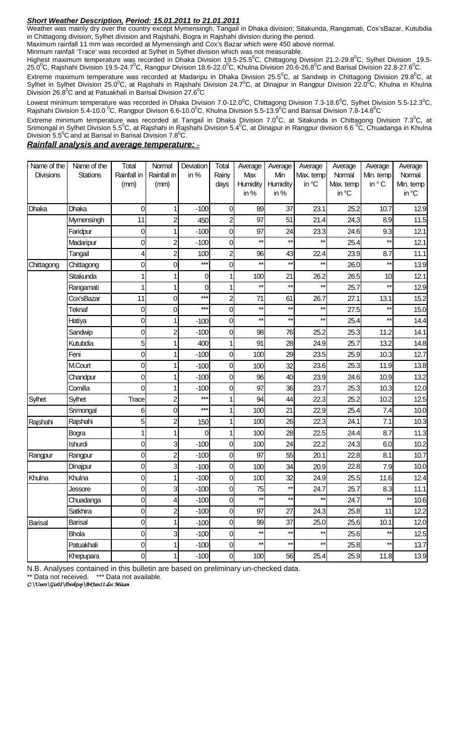## ***Short Weather Description, Period: 15.01.2011 to 21.01.2011***

Weather was mainly dry over the country except Mymensingh, Tangail in Dhaka division; Sitakunda, Rangamati, Cox'sBazar, Kutubdia in Chittagong division; Sylhet division and Rajshahi, Bogra in Rajshahi division during the period.

Maximum rainfall 11 mm was recorded at Mymensingh and Cox's Bazar which were 450 above normal.

Minmum rainfall 'Trace' was recorded at Sylhet in Sylhet division which was not measurable.

Highest maximum temperature was recorded in Dhaka Division 19.5-25.5$^0$C, Chittagong Division 21.2-29.8$^0$C, Sylhet Division 19.5-25.0$^0$C, Rajshahi Division 19.5-24.7$^0$C, Rangpur Division 18.6-22.0$^0$C, Khulna Division 20.6-26.8$^0$C and Barisal Division 22.8-27.6$^0$C.

Extreme maximum temperature was recorded at Madaripu in Dhaka Division 25.5$^0$C, at Sandwip in Chittagong Division 29.8$^0$C, at Sylhet in Sylhet Division 25.0$^0$C, at Rajshahi in Rajshahi Division 24.7$^0$C, at Dinajpur in Rangpur Division 22.0$^0$C, Khulna in Khulna Division 26.8$^0$C and at Patuakhali in Barisal Division 27.6$^0$C.

Lowest minimum temperature was recorded in Dhaka Division 7.0-12.0$^0$C, Chittagong Division 7.3-18.6$^0$C, Sylhet Division 5.5-12.3$^0$C, Rajshahi Division 5.4-10.0 $^0$C, Rangpur Divison 6.6-10.0$^0$C, Khulna Division 5.5-13.9$^0$C and Barisal Division 7.8-14.8$^0$C.

Extreme minimum temperature was recorded at Tangail in Dhaka Division 7.0$^0$C, at Sitakunda in Chittagong Division 7.3$^0$C, at Srimongal in Sylhet Division 5.5$^0$C, at Rajshahi in Rajshahi Division 5.4$^0$C, at Dinajpur in Rangpur division 6.6 $^0$C, Chuadanga in Khulna Division 5.5$^0$C and at Barisal in Barisal Division 7.8$^0$C.

## ***Rainfall analysis and average temperature: -***

| Name of the Divisions | Name of the Stations | Total Rainfall in (mm) | Normal Rainfall in (mm) | Deviation in % | Total Rainy days | Average Max Humidity in % | Average Min Humidity in % | Average Max. temp in °C | Average Normal Max. temp in °C | Average Min. temp in ° C | Average Normal Min. temp in °C |
|---|---|---|---|---|---|---|---|---|---|---|---|
| Dhaka | Dhaka | 0 | 1 | -100 | 0 | 89 | 37 | 23.1 | 25.2 | 10.7 | 12.9 |
| | Mymensingh | 11 | 2 | 450 | 2 | 97 | 51 | 21.4 | 24.3 | 8.9 | 11.5 |
| | Faridpur | 0 | 1 | -100 | 0 | 97 | 24 | 23.3 | 24.6 | 9.3 | 12.1 |
| | Madaripur | 0 | 2 | -100 | 0 | ** | ** | ** | 25.4 | ** | 12.1 |
| | Tangail | 4 | 2 | 100 | 2 | 96 | 43 | 22.4 | 23.9 | 8.7 | 11.1 |
| Chittagong | Chittagong | 0 | 0 | *** | 0 | ** | ** | ** | 26.0 | ** | 13.9 |
| | Sitakunda | 1 | 1 | 0 | 1 | 100 | 21 | 26.2 | 26.5 | 10 | 12.1 |
| | Rangamati | 1 | 1 | 0 | 1 | ** | ** | ** | 25.7 | ** | 12.9 |
| | Cox'sBazar | 11 | 0 | *** | 2 | 71 | 61 | 26.7 | 27.1 | 13.1 | 15.2 |
| | Teknaf | 0 | 0 | *** | 0 | ** | ** | ** | 27.5 | ** | 15.0 |
| | Hatiya | 0 | 1 | -100 | 0 | ** | ** | ** | 25.4 | ** | 14.4 |
| | Sandwip | 0 | 2 | -100 | 0 | 98 | 76 | 25.2 | 25.3 | 11.2 | 14.1 |
| | Kutubdia | 5 | 1 | 400 | 1 | 91 | 28 | 24.9 | 25.7 | 13.2 | 14.8 |
| | Feni | 0 | 1 | -100 | 0 | 100 | 29 | 23.5 | 25.9 | 10.3 | 12.7 |
| | M.Court | 0 | 1 | -100 | 0 | 100 | 32 | 23.6 | 25.3 | 11.9 | 13.8 |
| | Chandpur | 0 | 1 | -100 | 0 | 96 | 40 | 23.9 | 24.6 | 10.9 | 13.2 |
| | Comilla | 0 | 1 | -100 | 0 | 97 | 36 | 23.7 | 25.3 | 10.3 | 12.0 |
| Sylhet | Sylhet | Trace | 2 | *** | 1 | 94 | 44 | 22.3 | 25.2 | 10.2 | 12.5 |
| | Srimongal | 6 | 0 | *** | 1 | 100 | 21 | 22.9 | 25.4 | 7.4 | 10.0 |
| Rajshahi | Rajshahi | 5 | 2 | 150 | 1 | 100 | 26 | 22.3 | 24.1 | 7.1 | 10.3 |
| | Bogra | 1 | 1 | 0 | 1 | 100 | 28 | 22.5 | 24.4 | 8.7 | 11.3 |
| | Ishurdi | 0 | 3 | -100 | 0 | 100 | 24 | 22.2 | 24.3 | 6.0 | 10.2 |
| Rangpur | Rangpur | 0 | 2 | -100 | 0 | 97 | 55 | 20.1 | 22.8 | 8.1 | 10.7 |
| | Dinajpur | 0 | 3 | -100 | 0 | 100 | 34 | 20.9 | 22.8 | 7.9 | 10.0 |
| Khulna | Khulna | 0 | 1 | -100 | 0 | 100 | 32 | 24.9 | 25.5 | 11.6 | 12.4 |
| | Jessore | 0 | 3 | -100 | 0 | 75 | ** | 24.7 | 25.7 | 8.3 | 11.1 |
| | Chuadanga | 0 | 4 | -100 | 0 | ** | ** | ** | 24.7 | ** | 10.6 |
| | Satkhira | 0 | 2 | -100 | 0 | 97 | 27 | 24.3 | 25.8 | 11 | 12.2 |
| Barisal | Barisal | 0 | 1 | -100 | 0 | 99 | 37 | 25.0 | 25.6 | 10.1 | 12.0 |
| | Bhola | 0 | 3 | -100 | 0 | ** | ** | ** | 25.6 | ** | 12.5 |
| | Patuakhali | 0 | 1 | -100 | 0 | ** | ** | ** | 25.8 | ** | 13.7 |
| | Khepupara | 0 | 1 | -100 | 0 | 100 | 56 | 25.4 | 25.9 | 11.8 | 13.9 |

N.B. Analyses contained in this bulletin are based on preliminary un-checked data.

** Data not received. *** Data not available.

*C:\Users\Gis02\Desktop\B4Jan11.doc Mizan*